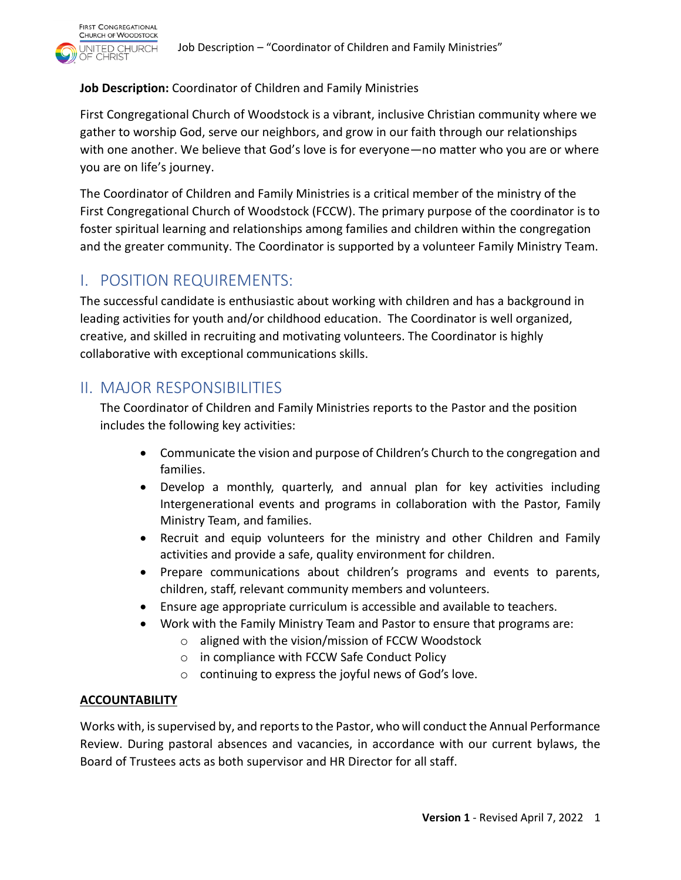**Job Description:** Coordinator of Children and Family Ministries

First Congregational Church of Woodstock is a vibrant, inclusive Christian community where we gather to worship God, serve our neighbors, and grow in our faith through our relationships with one another. We believe that God's love is for everyone—no matter who you are or where you are on life's journey.

The Coordinator of Children and Family Ministries is a critical member of the ministry of the First Congregational Church of Woodstock (FCCW). The primary purpose of the coordinator is to foster spiritual learning and relationships among families and children within the congregation and the greater community. The Coordinator is supported by a volunteer Family Ministry Team.

## I. POSITION REQUIREMENTS:

The successful candidate is enthusiastic about working with children and has a background in leading activities for youth and/or childhood education. The Coordinator is well organized, creative, and skilled in recruiting and motivating volunteers. The Coordinator is highly collaborative with exceptional communications skills.

## II. MAJOR RESPONSIBILITIES

The Coordinator of Children and Family Ministries reports to the Pastor and the position includes the following key activities:

- Communicate the vision and purpose of Children's Church to the congregation and families.
- Develop a monthly, quarterly, and annual plan for key activities including Intergenerational events and programs in collaboration with the Pastor, Family Ministry Team, and families.
- Recruit and equip volunteers for the ministry and other Children and Family activities and provide a safe, quality environment for children.
- Prepare communications about children's programs and events to parents, children, staff, relevant community members and volunteers.
- Ensure age appropriate curriculum is accessible and available to teachers.
- Work with the Family Ministry Team and Pastor to ensure that programs are:
    - aligned with the vision/mission of FCCW Woodstock
    - in compliance with FCCW Safe Conduct Policy
    - continuing to express the joyful news of God's love.

**ACCOUNTABILITY**

Works with, is supervised by, and reports to the Pastor, who will conduct the Annual Performance Review. During pastoral absences and vacancies, in accordance with our current bylaws, the Board of Trustees acts as both supervisor and HR Director for all staff.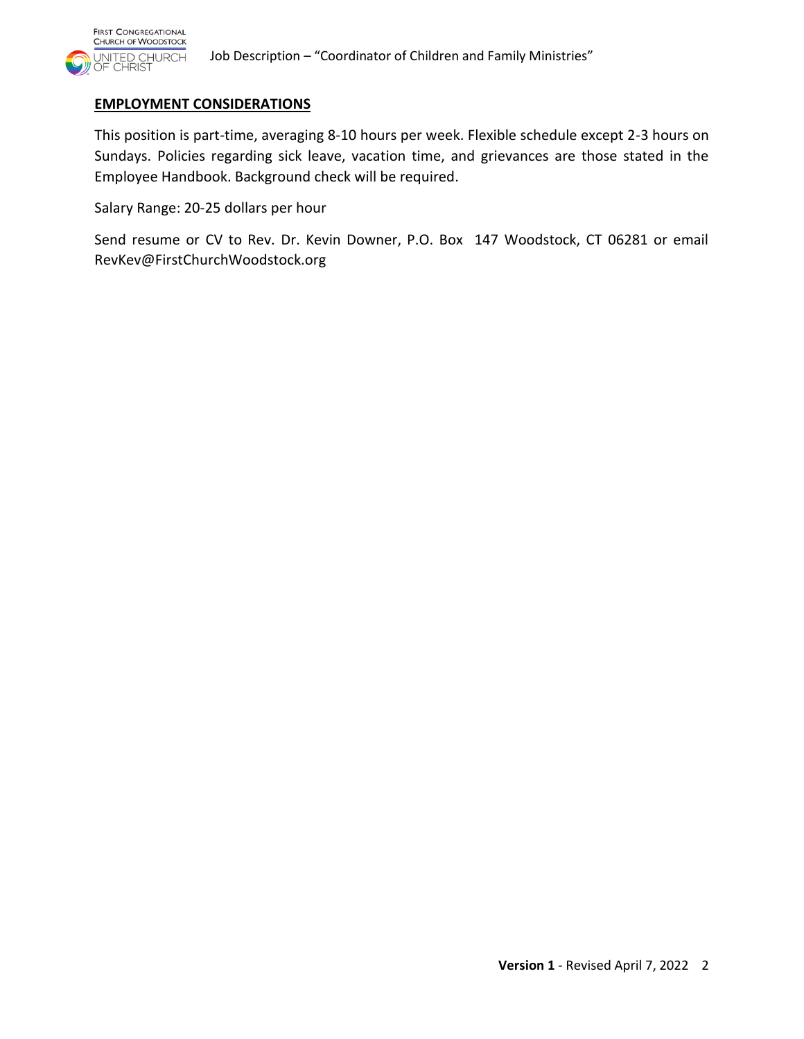## EMPLOYMENT CONSIDERATIONS

This position is part-time, averaging 8-10 hours per week. Flexible schedule except 2-3 hours on Sundays. Policies regarding sick leave, vacation time, and grievances are those stated in the Employee Handbook. Background check will be required.

Salary Range: 20-25 dollars per hour

Send resume or CV to Rev. Dr. Kevin Downer, P.O. Box 147 Woodstock, CT 06281 or email RevKev@FirstChurchWoodstock.org